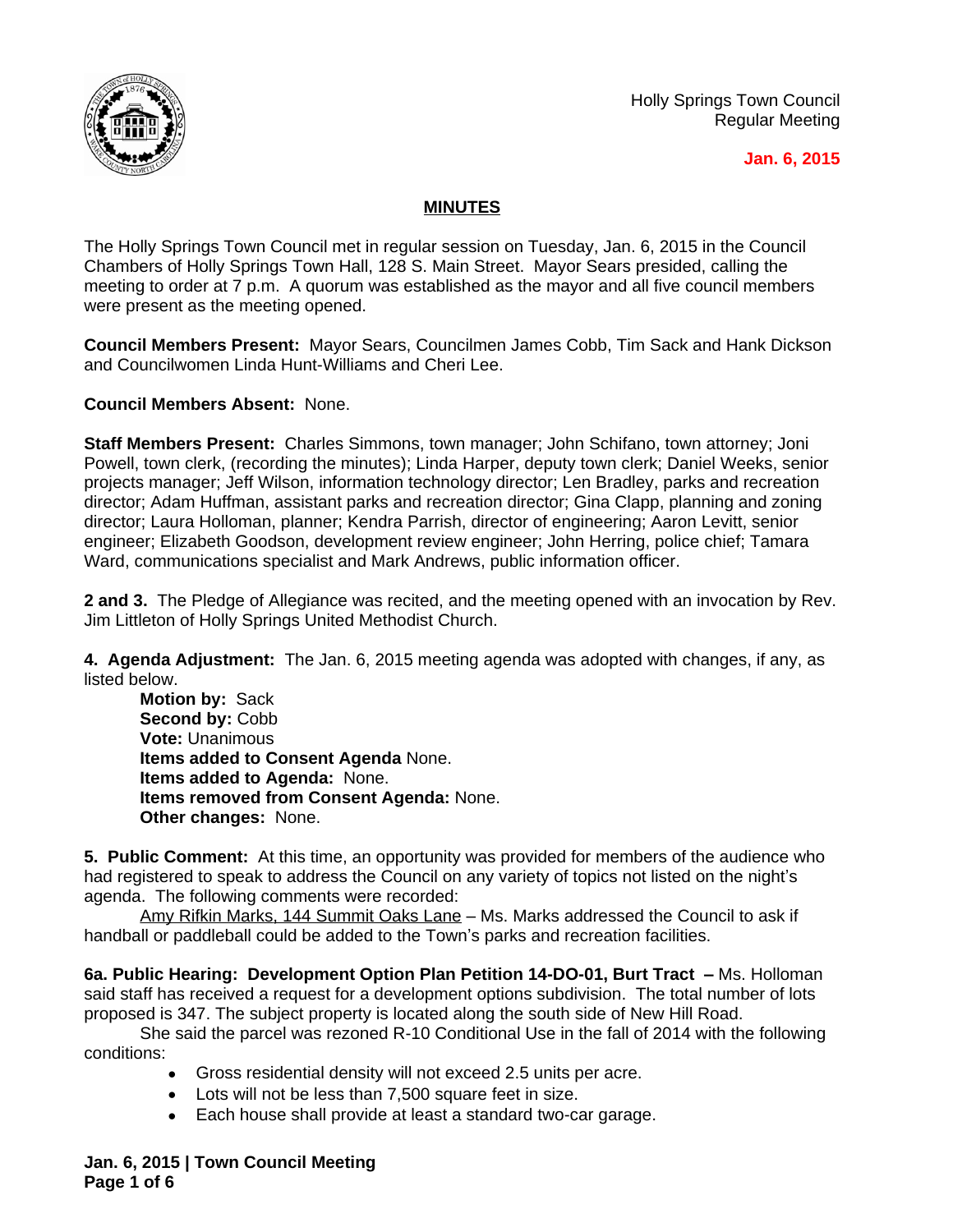Holly Springs Town Council
Regular Meeting

**Jan. 6, 2015**

## MINUTES

The Holly Springs Town Council met in regular session on Tuesday, Jan. 6, 2015 in the Council Chambers of Holly Springs Town Hall, 128 S. Main Street. Mayor Sears presided, calling the meeting to order at 7 p.m. A quorum was established as the mayor and all five council members were present as the meeting opened.

**Council Members Present:** Mayor Sears, Councilmen James Cobb, Tim Sack and Hank Dickson and Councilwomen Linda Hunt-Williams and Cheri Lee.

**Council Members Absent:** None.

**Staff Members Present:** Charles Simmons, town manager; John Schifano, town attorney; Joni Powell, town clerk, (recording the minutes); Linda Harper, deputy town clerk; Daniel Weeks, senior projects manager; Jeff Wilson, information technology director; Len Bradley, parks and recreation director; Adam Huffman, assistant parks and recreation director; Gina Clapp, planning and zoning director; Laura Holloman, planner; Kendra Parrish, director of engineering; Aaron Levitt, senior engineer; Elizabeth Goodson, development review engineer; John Herring, police chief; Tamara Ward, communications specialist and Mark Andrews, public information officer.

**2 and 3.** The Pledge of Allegiance was recited, and the meeting opened with an invocation by Rev. Jim Littleton of Holly Springs United Methodist Church.

**4. Agenda Adjustment:** The Jan. 6, 2015 meeting agenda was adopted with changes, if any, as listed below.

**Motion by:** Sack
**Second by:** Cobb
**Vote:** Unanimous
**Items added to Consent Agenda** None.
**Items added to Agenda:** None.
**Items removed from Consent Agenda:** None.
**Other changes:** None.

**5. Public Comment:** At this time, an opportunity was provided for members of the audience who had registered to speak to address the Council on any variety of topics not listed on the night's agenda. The following comments were recorded:

Amy Rifkin Marks, 144 Summit Oaks Lane – Ms. Marks addressed the Council to ask if handball or paddleball could be added to the Town's parks and recreation facilities.

**6a. Public Hearing: Development Option Plan Petition 14-DO-01, Burt Tract –** Ms. Holloman said staff has received a request for a development options subdivision. The total number of lots proposed is 347. The subject property is located along the south side of New Hill Road.

She said the parcel was rezoned R-10 Conditional Use in the fall of 2014 with the following conditions:

- Gross residential density will not exceed 2.5 units per acre.
- Lots will not be less than 7,500 square feet in size.
- Each house shall provide at least a standard two-car garage.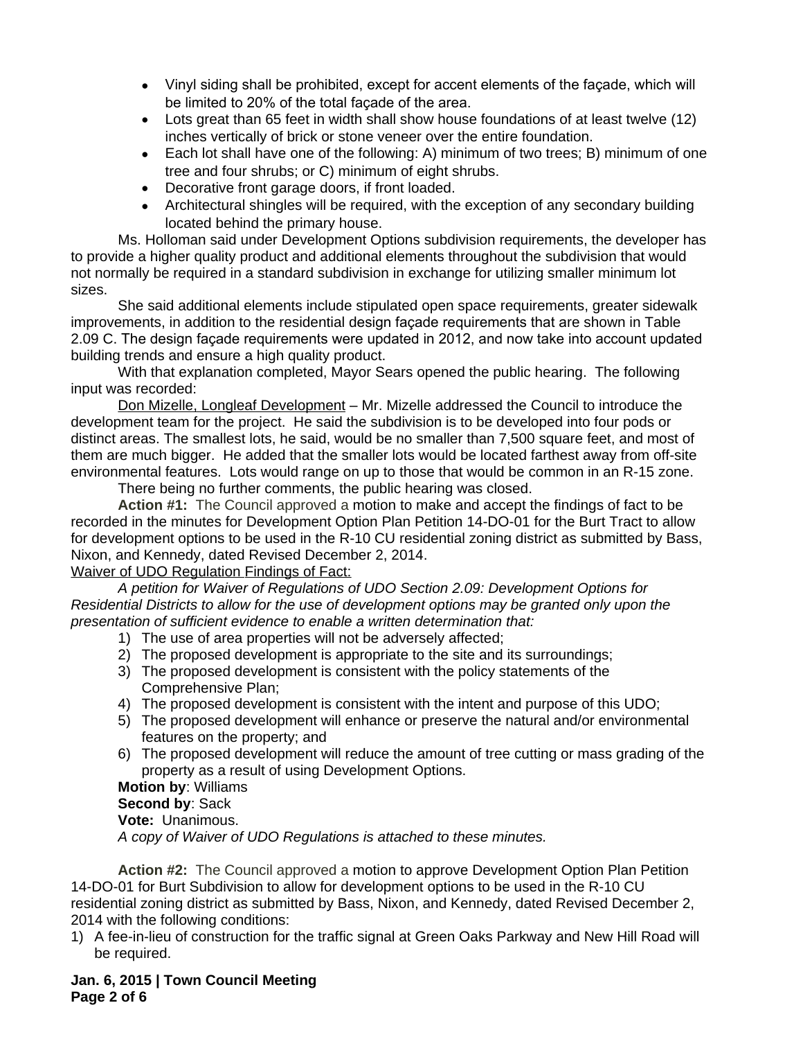- Vinyl siding shall be prohibited, except for accent elements of the façade, which will be limited to 20% of the total façade of the area.
- Lots great than 65 feet in width shall show house foundations of at least twelve (12) inches vertically of brick or stone veneer over the entire foundation.
- Each lot shall have one of the following: A) minimum of two trees; B) minimum of one tree and four shrubs; or C) minimum of eight shrubs.
- Decorative front garage doors, if front loaded.
- Architectural shingles will be required, with the exception of any secondary building located behind the primary house.

Ms. Holloman said under Development Options subdivision requirements, the developer has to provide a higher quality product and additional elements throughout the subdivision that would not normally be required in a standard subdivision in exchange for utilizing smaller minimum lot sizes.

She said additional elements include stipulated open space requirements, greater sidewalk improvements, in addition to the residential design façade requirements that are shown in Table 2.09 C. The design façade requirements were updated in 2012, and now take into account updated building trends and ensure a high quality product.

With that explanation completed, Mayor Sears opened the public hearing. The following input was recorded:

Don Mizelle, Longleaf Development – Mr. Mizelle addressed the Council to introduce the development team for the project. He said the subdivision is to be developed into four pods or distinct areas. The smallest lots, he said, would be no smaller than 7,500 square feet, and most of them are much bigger. He added that the smaller lots would be located farthest away from off-site environmental features. Lots would range on up to those that would be common in an R-15 zone.

There being no further comments, the public hearing was closed.

**Action #1:** The Council approved a motion to make and accept the findings of fact to be recorded in the minutes for Development Option Plan Petition 14-DO-01 for the Burt Tract to allow for development options to be used in the R-10 CU residential zoning district as submitted by Bass, Nixon, and Kennedy, dated Revised December 2, 2014.

Waiver of UDO Regulation Findings of Fact:

*A petition for Waiver of Regulations of UDO Section 2.09: Development Options for Residential Districts to allow for the use of development options may be granted only upon the presentation of sufficient evidence to enable a written determination that:*

1) The use of area properties will not be adversely affected;
2) The proposed development is appropriate to the site and its surroundings;
3) The proposed development is consistent with the policy statements of the Comprehensive Plan;
4) The proposed development is consistent with the intent and purpose of this UDO;
5) The proposed development will enhance or preserve the natural and/or environmental features on the property; and
6) The proposed development will reduce the amount of tree cutting or mass grading of the property as a result of using Development Options.

**Motion by**: Williams
**Second by**: Sack
**Vote:** Unanimous.
*A copy of Waiver of UDO Regulations is attached to these minutes.*

**Action #2:** The Council approved a motion to approve Development Option Plan Petition 14-DO-01 for Burt Subdivision to allow for development options to be used in the R-10 CU residential zoning district as submitted by Bass, Nixon, and Kennedy, dated Revised December 2, 2014 with the following conditions:

1) A fee-in-lieu of construction for the traffic signal at Green Oaks Parkway and New Hill Road will be required.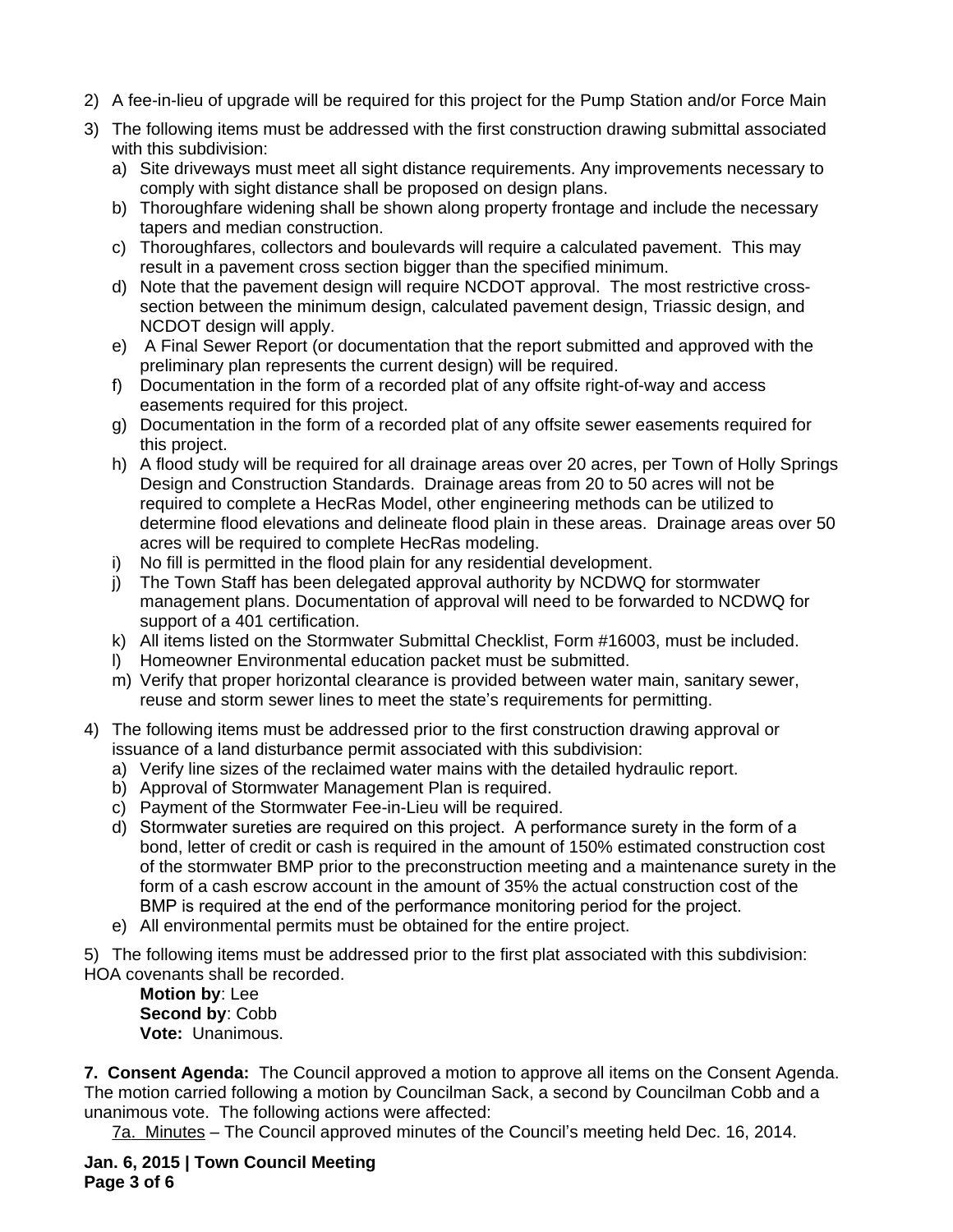2) A fee-in-lieu of upgrade will be required for this project for the Pump Station and/or Force Main

3) The following items must be addressed with the first construction drawing submittal associated with this subdivision:
   a) Site driveways must meet all sight distance requirements. Any improvements necessary to comply with sight distance shall be proposed on design plans.
   b) Thoroughfare widening shall be shown along property frontage and include the necessary tapers and median construction.
   c) Thoroughfares, collectors and boulevards will require a calculated pavement. This may result in a pavement cross section bigger than the specified minimum.
   d) Note that the pavement design will require NCDOT approval. The most restrictive cross-section between the minimum design, calculated pavement design, Triassic design, and NCDOT design will apply.
   e) A Final Sewer Report (or documentation that the report submitted and approved with the preliminary plan represents the current design) will be required.
   f) Documentation in the form of a recorded plat of any offsite right-of-way and access easements required for this project.
   g) Documentation in the form of a recorded plat of any offsite sewer easements required for this project.
   h) A flood study will be required for all drainage areas over 20 acres, per Town of Holly Springs Design and Construction Standards. Drainage areas from 20 to 50 acres will not be required to complete a HecRas Model, other engineering methods can be utilized to determine flood elevations and delineate flood plain in these areas. Drainage areas over 50 acres will be required to complete HecRas modeling.
   i) No fill is permitted in the flood plain for any residential development.
   j) The Town Staff has been delegated approval authority by NCDWQ for stormwater management plans. Documentation of approval will need to be forwarded to NCDWQ for support of a 401 certification.
   k) All items listed on the Stormwater Submittal Checklist, Form #16003, must be included.
   l) Homeowner Environmental education packet must be submitted.
   m) Verify that proper horizontal clearance is provided between water main, sanitary sewer, reuse and storm sewer lines to meet the state's requirements for permitting.

4) The following items must be addressed prior to the first construction drawing approval or issuance of a land disturbance permit associated with this subdivision:
   a) Verify line sizes of the reclaimed water mains with the detailed hydraulic report.
   b) Approval of Stormwater Management Plan is required.
   c) Payment of the Stormwater Fee-in-Lieu will be required.
   d) Stormwater sureties are required on this project. A performance surety in the form of a bond, letter of credit or cash is required in the amount of 150% estimated construction cost of the stormwater BMP prior to the preconstruction meeting and a maintenance surety in the form of a cash escrow account in the amount of 35% the actual construction cost of the BMP is required at the end of the performance monitoring period for the project.
   e) All environmental permits must be obtained for the entire project.

5) The following items must be addressed prior to the first plat associated with this subdivision: HOA covenants shall be recorded.

**Motion by**: Lee
**Second by**: Cobb
**Vote:** Unanimous.

**7. Consent Agenda:** The Council approved a motion to approve all items on the Consent Agenda. The motion carried following a motion by Councilman Sack, a second by Councilman Cobb and a unanimous vote. The following actions were affected:

7a. Minutes – The Council approved minutes of the Council's meeting held Dec. 16, 2014.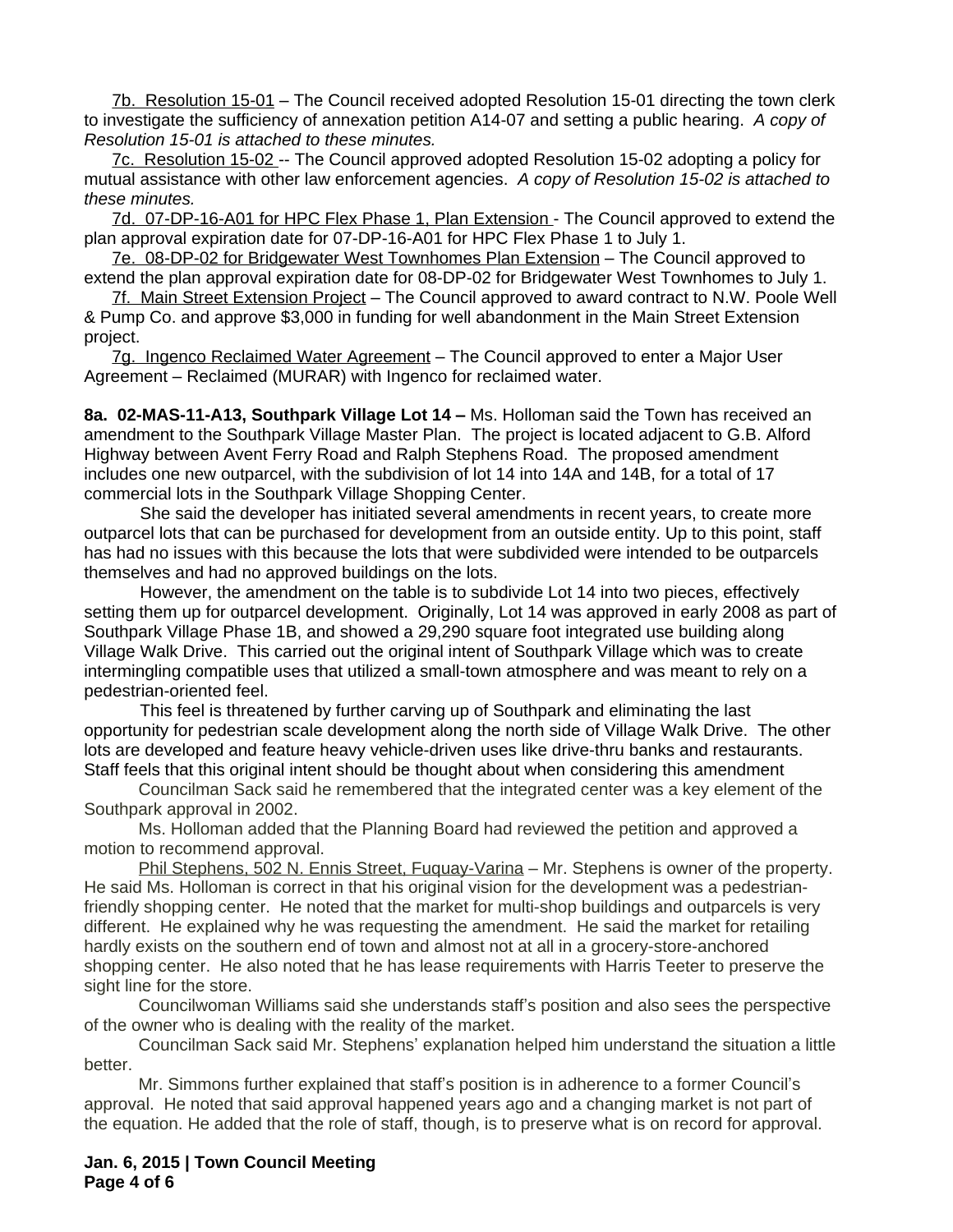7b. Resolution 15-01 – The Council received adopted Resolution 15-01 directing the town clerk to investigate the sufficiency of annexation petition A14-07 and setting a public hearing. *A copy of Resolution 15-01 is attached to these minutes.*

7c. Resolution 15-02 -- The Council approved adopted Resolution 15-02 adopting a policy for mutual assistance with other law enforcement agencies. *A copy of Resolution 15-02 is attached to these minutes.*

7d. 07-DP-16-A01 for HPC Flex Phase 1, Plan Extension - The Council approved to extend the plan approval expiration date for 07-DP-16-A01 for HPC Flex Phase 1 to July 1.

7e. 08-DP-02 for Bridgewater West Townhomes Plan Extension – The Council approved to extend the plan approval expiration date for 08-DP-02 for Bridgewater West Townhomes to July 1.

7f. Main Street Extension Project – The Council approved to award contract to N.W. Poole Well & Pump Co. and approve $3,000 in funding for well abandonment in the Main Street Extension project.

7g. Ingenco Reclaimed Water Agreement – The Council approved to enter a Major User Agreement – Reclaimed (MURAR) with Ingenco for reclaimed water.

**8a. 02-MAS-11-A13, Southpark Village Lot 14 –** Ms. Holloman said the Town has received an amendment to the Southpark Village Master Plan. The project is located adjacent to G.B. Alford Highway between Avent Ferry Road and Ralph Stephens Road. The proposed amendment includes one new outparcel, with the subdivision of lot 14 into 14A and 14B, for a total of 17 commercial lots in the Southpark Village Shopping Center.

She said the developer has initiated several amendments in recent years, to create more outparcel lots that can be purchased for development from an outside entity. Up to this point, staff has had no issues with this because the lots that were subdivided were intended to be outparcels themselves and had no approved buildings on the lots.

However, the amendment on the table is to subdivide Lot 14 into two pieces, effectively setting them up for outparcel development. Originally, Lot 14 was approved in early 2008 as part of Southpark Village Phase 1B, and showed a 29,290 square foot integrated use building along Village Walk Drive. This carried out the original intent of Southpark Village which was to create intermingling compatible uses that utilized a small-town atmosphere and was meant to rely on a pedestrian-oriented feel.

This feel is threatened by further carving up of Southpark and eliminating the last opportunity for pedestrian scale development along the north side of Village Walk Drive. The other lots are developed and feature heavy vehicle-driven uses like drive-thru banks and restaurants. Staff feels that this original intent should be thought about when considering this amendment

Councilman Sack said he remembered that the integrated center was a key element of the Southpark approval in 2002.

Ms. Holloman added that the Planning Board had reviewed the petition and approved a motion to recommend approval.

Phil Stephens, 502 N. Ennis Street, Fuquay-Varina – Mr. Stephens is owner of the property. He said Ms. Holloman is correct in that his original vision for the development was a pedestrian-friendly shopping center. He noted that the market for multi-shop buildings and outparcels is very different. He explained why he was requesting the amendment. He said the market for retailing hardly exists on the southern end of town and almost not at all in a grocery-store-anchored shopping center. He also noted that he has lease requirements with Harris Teeter to preserve the sight line for the store.

Councilwoman Williams said she understands staff's position and also sees the perspective of the owner who is dealing with the reality of the market.

Councilman Sack said Mr. Stephens' explanation helped him understand the situation a little better.

Mr. Simmons further explained that staff's position is in adherence to a former Council's approval. He noted that said approval happened years ago and a changing market is not part of the equation. He added that the role of staff, though, is to preserve what is on record for approval.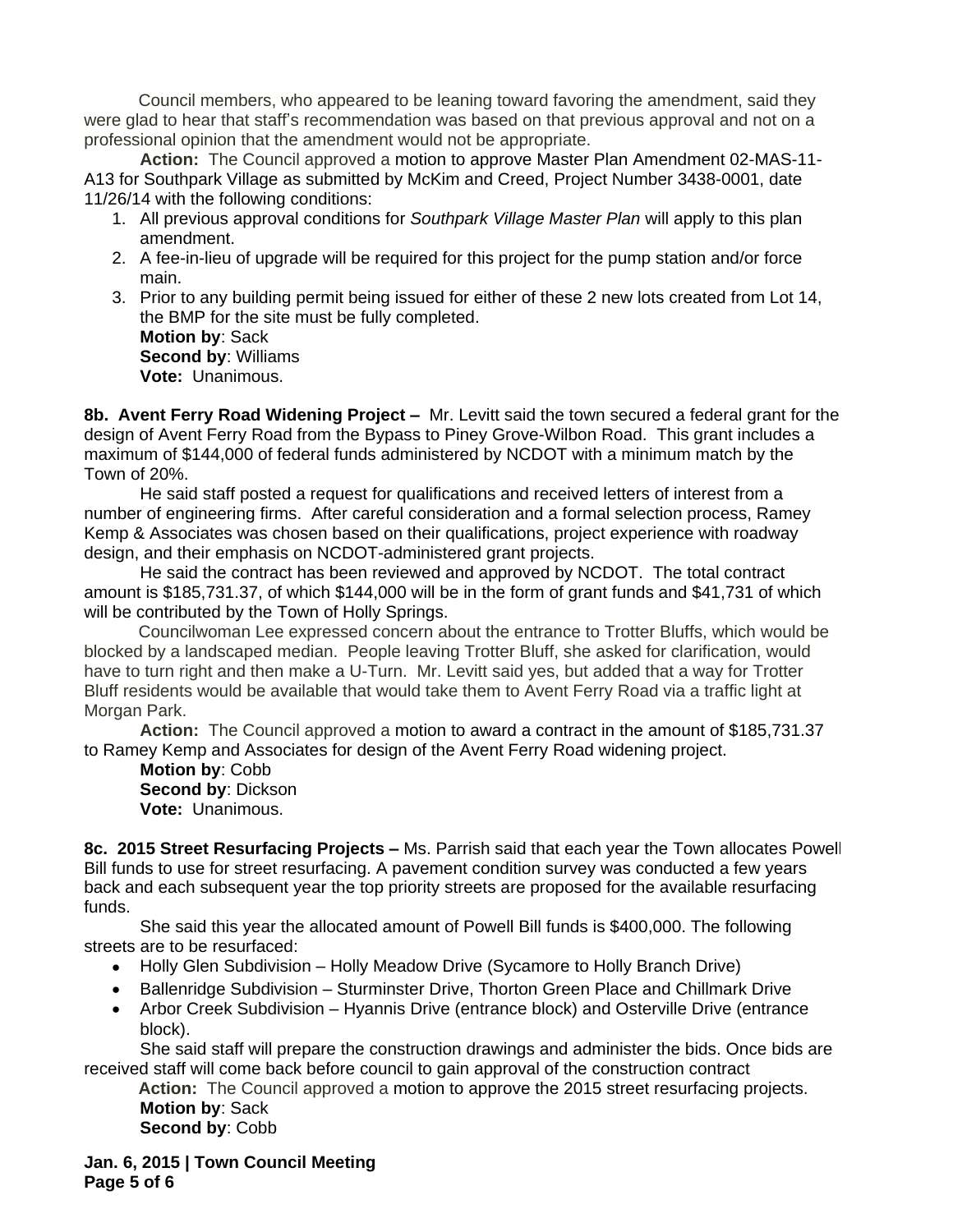Council members, who appeared to be leaning toward favoring the amendment, said they were glad to hear that staff's recommendation was based on that previous approval and not on a professional opinion that the amendment would not be appropriate.

**Action:** The Council approved a motion to approve Master Plan Amendment 02-MAS-11-A13 for Southpark Village as submitted by McKim and Creed, Project Number 3438-0001, date 11/26/14 with the following conditions:

1. All previous approval conditions for *Southpark Village Master Plan* will apply to this plan amendment.
2. A fee-in-lieu of upgrade will be required for this project for the pump station and/or force main.
3. Prior to any building permit being issued for either of these 2 new lots created from Lot 14, the BMP for the site must be fully completed.

**Motion by**: Sack
**Second by**: Williams
**Vote:** Unanimous.

**8b. Avent Ferry Road Widening Project –** Mr. Levitt said the town secured a federal grant for the design of Avent Ferry Road from the Bypass to Piney Grove-Wilbon Road. This grant includes a maximum of $144,000 of federal funds administered by NCDOT with a minimum match by the Town of 20%.

He said staff posted a request for qualifications and received letters of interest from a number of engineering firms. After careful consideration and a formal selection process, Ramey Kemp & Associates was chosen based on their qualifications, project experience with roadway design, and their emphasis on NCDOT-administered grant projects.

He said the contract has been reviewed and approved by NCDOT. The total contract amount is $185,731.37, of which $144,000 will be in the form of grant funds and $41,731 of which will be contributed by the Town of Holly Springs.

Councilwoman Lee expressed concern about the entrance to Trotter Bluffs, which would be blocked by a landscaped median. People leaving Trotter Bluff, she asked for clarification, would have to turn right and then make a U-Turn. Mr. Levitt said yes, but added that a way for Trotter Bluff residents would be available that would take them to Avent Ferry Road via a traffic light at Morgan Park.

**Action:** The Council approved a motion to award a contract in the amount of $185,731.37 to Ramey Kemp and Associates for design of the Avent Ferry Road widening project.

**Motion by**: Cobb
**Second by**: Dickson
**Vote:** Unanimous.

**8c. 2015 Street Resurfacing Projects –** Ms. Parrish said that each year the Town allocates Powell Bill funds to use for street resurfacing. A pavement condition survey was conducted a few years back and each subsequent year the top priority streets are proposed for the available resurfacing funds.

She said this year the allocated amount of Powell Bill funds is $400,000. The following streets are to be resurfaced:

- Holly Glen Subdivision – Holly Meadow Drive (Sycamore to Holly Branch Drive)
- Ballenridge Subdivision – Sturminster Drive, Thorton Green Place and Chillmark Drive
- Arbor Creek Subdivision – Hyannis Drive (entrance block) and Osterville Drive (entrance block).

She said staff will prepare the construction drawings and administer the bids. Once bids are received staff will come back before council to gain approval of the construction contract

**Action:** The Council approved a motion to approve the 2015 street resurfacing projects.

**Motion by**: Sack
**Second by**: Cobb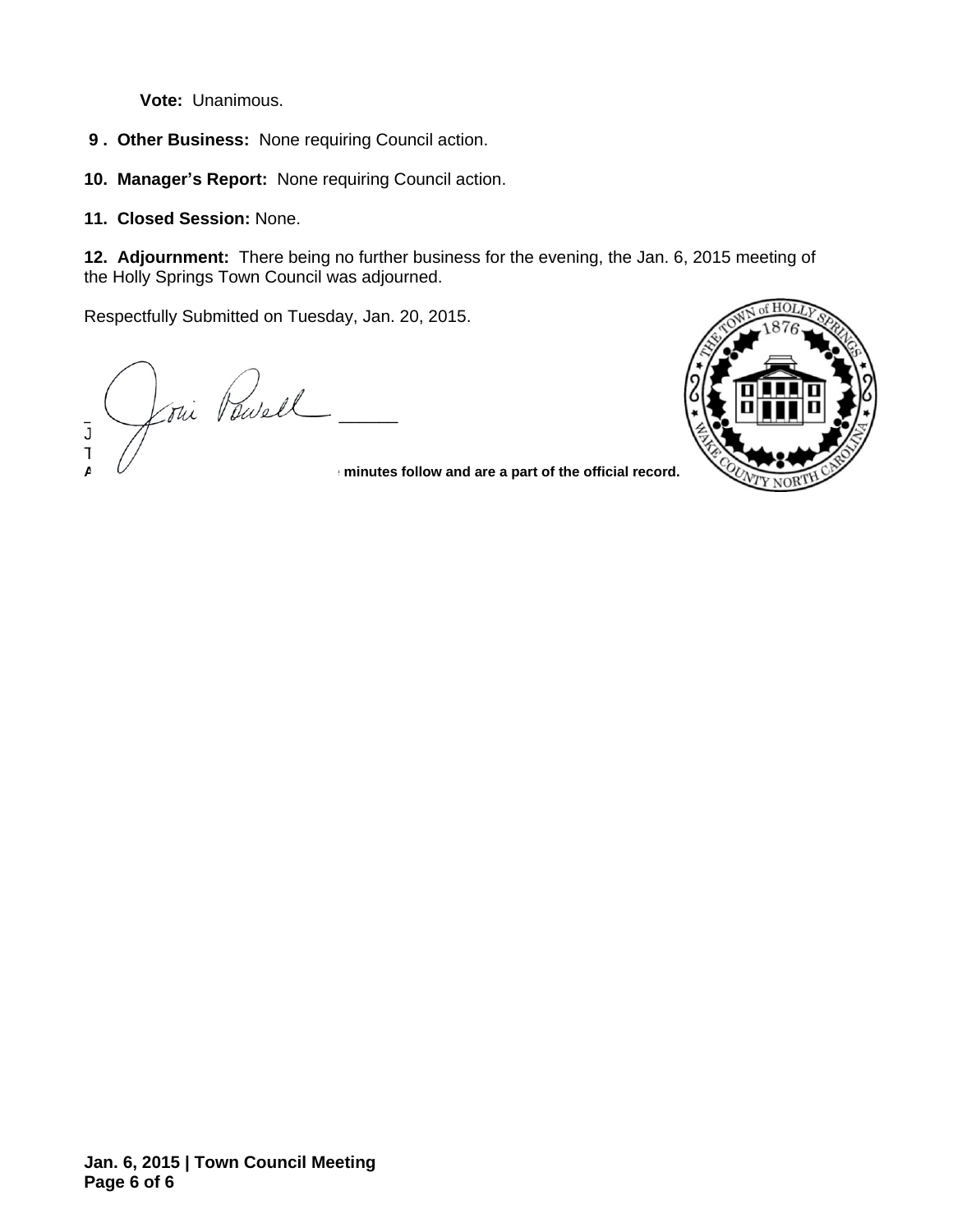**Vote:** Unanimous.

**9 . Other Business:** None requiring Council action.

**10. Manager's Report:** None requiring Council action.

**11. Closed Session:** None.

**12. Adjournment:** There being no further business for the evening, the Jan. 6, 2015 meeting of the Holly Springs Town Council was adjourned.

Respectfully Submitted on Tuesday, Jan. 20, 2015.

_Joni Powell_ ______

J

T

**A minutes follow and are a part of the official record.**